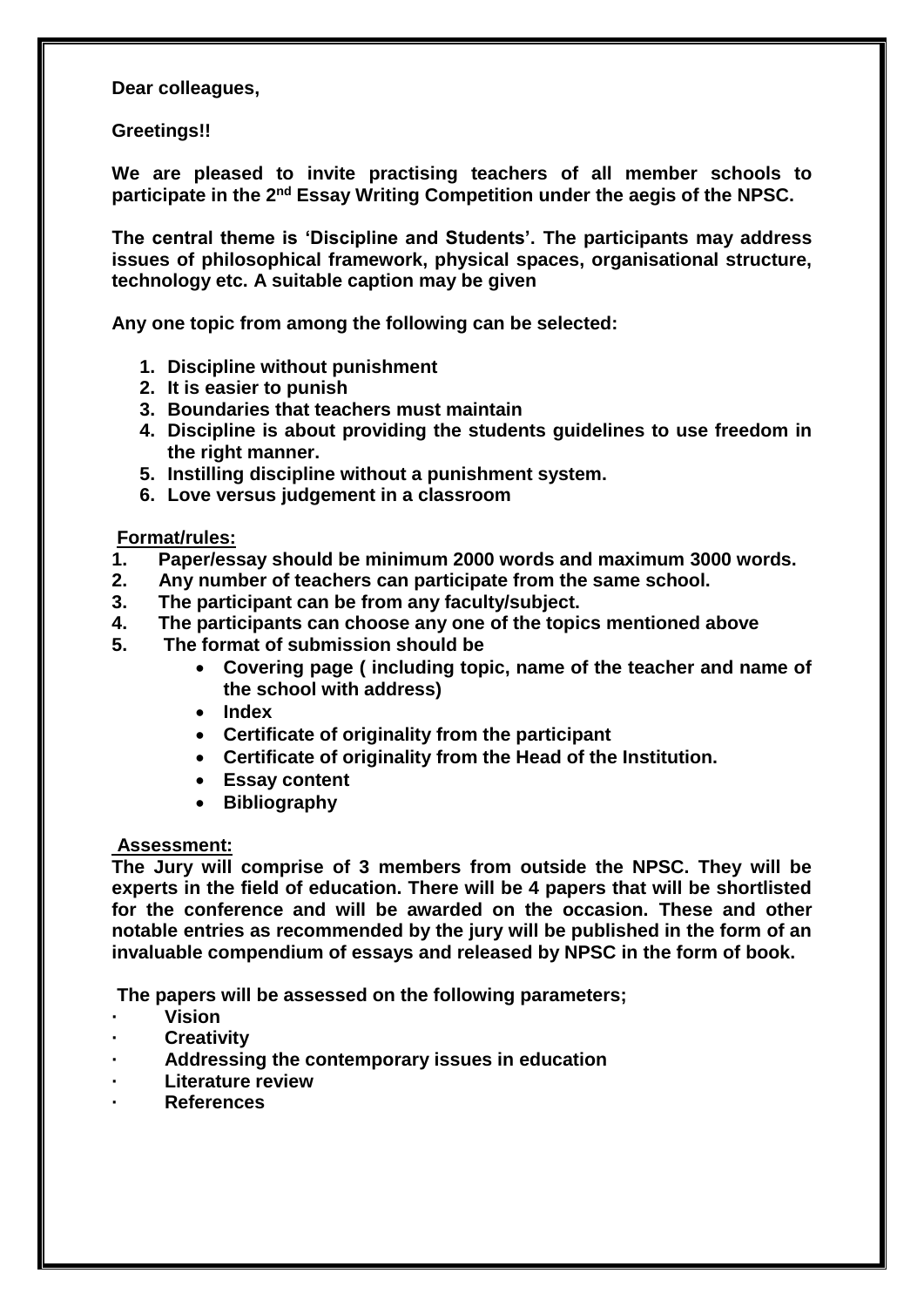**Dear colleagues,**

**Greetings!!**

**We are pleased to invite practising teachers of all member schools to participate in the 2nd Essay Writing Competition under the aegis of the NPSC.**

**The central theme is 'Discipline and Students'. The participants may address issues of philosophical framework, physical spaces, organisational structure, technology etc. A suitable caption may be given**

**Any one topic from among the following can be selected:**

1. **Discipline without punishment**
2. **It is easier to punish**
3. **Boundaries that teachers must maintain**
4. **Discipline is about providing the students guidelines to use freedom in the right manner.**
5. **Instilling discipline without a punishment system.**
6. **Love versus judgement in a classroom**

**Format/rules:**

1. **Paper/essay should be minimum 2000 words and maximum 3000 words.**
2. **Any number of teachers can participate from the same school.**
3. **The participant can be from any faculty/subject.**
4. **The participants can choose any one of the topics mentioned above**
5. **The format of submission should be**
   - **Covering page ( including topic, name of the teacher and name of the school with address)**
   - **Index**
   - **Certificate of originality from the participant**
   - **Certificate of originality from the Head of the Institution.**
   - **Essay content**
   - **Bibliography**

**Assessment:**

**The Jury will comprise of 3 members from outside the NPSC. They will be experts in the field of education. There will be 4 papers that will be shortlisted for the conference and will be awarded on the occasion. These and other notable entries as recommended by the jury will be published in the form of an invaluable compendium of essays and released by NPSC in the form of book.**

**The papers will be assessed on the following parameters;**

- **Vision**
- **Creativity**
- **Addressing the contemporary issues in education**
- **Literature review**
- **References**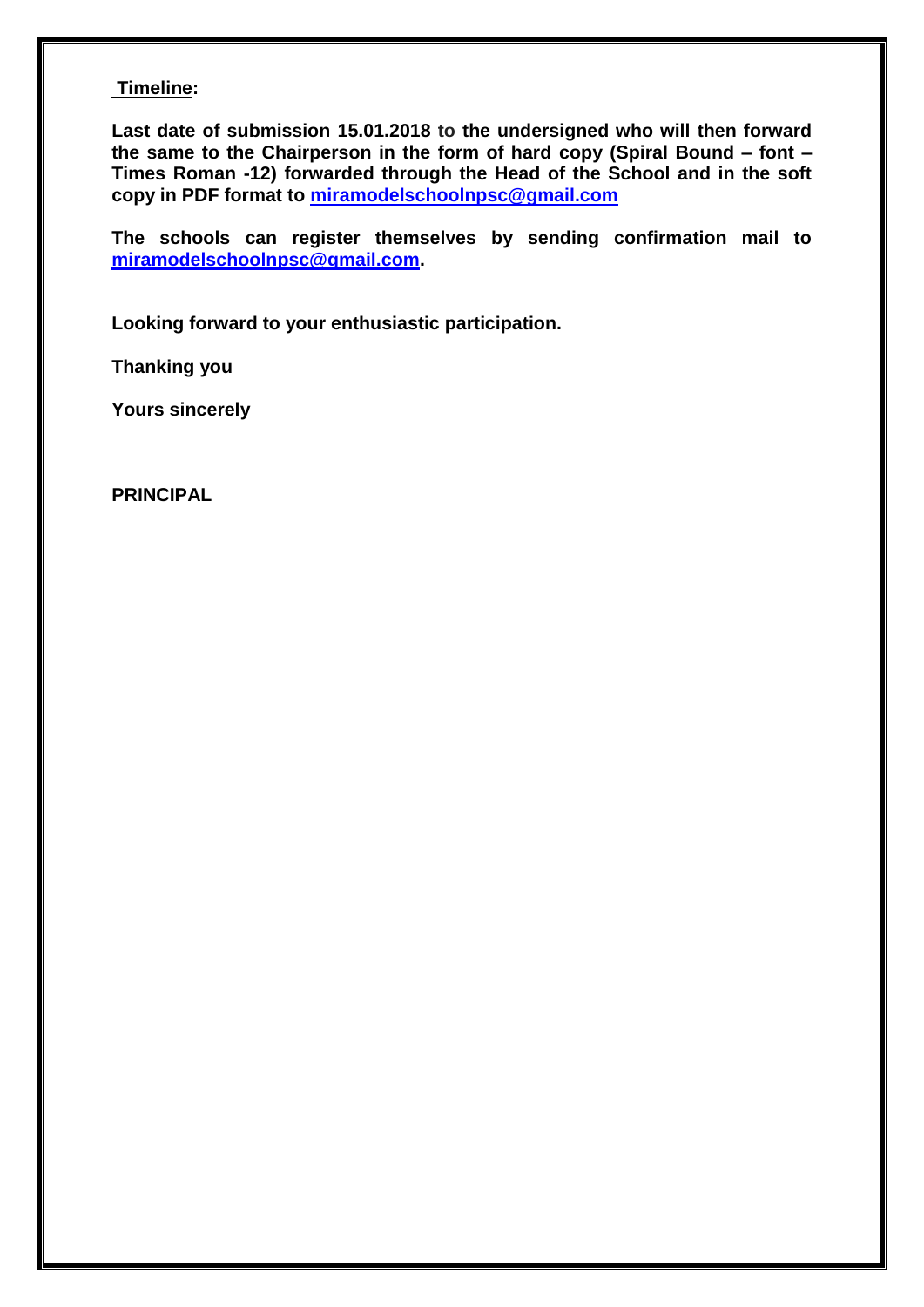**<u>Timeline</u>:**

**Last date of submission 15.01.2018 to the undersigned who will then forward the same to the Chairperson in the form of hard copy (Spiral Bound – font – Times Roman -12) forwarded through the Head of the School and in the soft copy in PDF format to [miramodelschoolnpsc@gmail.com](mailto:miramodelschoolnpsc@gmail.com)**

**The schools can register themselves by sending confirmation mail to [miramodelschoolnpsc@gmail.com](mailto:miramodelschoolnpsc@gmail.com).**

**Looking forward to your enthusiastic participation.**

**Thanking you**

**Yours sincerely**

**PRINCIPAL**